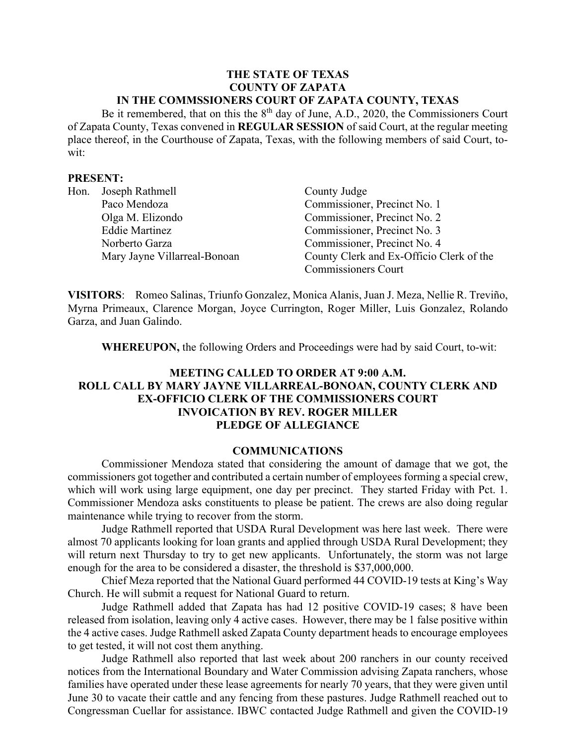**THE STATE OF TEXAS**
**COUNTY OF ZAPATA**
**IN THE COMMSSIONERS COURT OF ZAPATA COUNTY, TEXAS**

Be it remembered, that on this the 8th day of June, A.D., 2020, the Commissioners Court of Zapata County, Texas convened in **REGULAR SESSION** of said Court, at the regular meeting place thereof, in the Courthouse of Zapata, Texas, with the following members of said Court, to-wit:

**PRESENT:**

| | | |
|---|---|---|
| Hon. | Joseph Rathmell | County Judge |
| | Paco Mendoza | Commissioner, Precinct No. 1 |
| | Olga M. Elizondo | Commissioner, Precinct No. 2 |
| | Eddie Martinez | Commissioner, Precinct No. 3 |
| | Norberto Garza | Commissioner, Precinct No. 4 |
| | Mary Jayne Villarreal-Bonoan | County Clerk and Ex-Officio Clerk of the Commissioners Court |

**VISITORS**: Romeo Salinas, Triunfo Gonzalez, Monica Alanis, Juan J. Meza, Nellie R. Treviño, Myrna Primeaux, Clarence Morgan, Joyce Currington, Roger Miller, Luis Gonzalez, Rolando Garza, and Juan Galindo.

**WHEREUPON,** the following Orders and Proceedings were had by said Court, to-wit:

**MEETING CALLED TO ORDER AT 9:00 A.M.**
**ROLL CALL BY MARY JAYNE VILLARREAL-BONOAN, COUNTY CLERK AND EX-OFFICIO CLERK OF THE COMMISSIONERS COURT**
**INVOCATION BY REV. ROGER MILLER**
**PLEDGE OF ALLEGIANCE**

**COMMUNICATIONS**

Commissioner Mendoza stated that considering the amount of damage that we got, the commissioners got together and contributed a certain number of employees forming a special crew, which will work using large equipment, one day per precinct. They started Friday with Pct. 1. Commissioner Mendoza asks constituents to please be patient. The crews are also doing regular maintenance while trying to recover from the storm.

Judge Rathmell reported that USDA Rural Development was here last week. There were almost 70 applicants looking for loan grants and applied through USDA Rural Development; they will return next Thursday to try to get new applicants. Unfortunately, the storm was not large enough for the area to be considered a disaster, the threshold is $37,000,000.

Chief Meza reported that the National Guard performed 44 COVID-19 tests at King's Way Church. He will submit a request for National Guard to return.

Judge Rathmell added that Zapata has had 12 positive COVID-19 cases; 8 have been released from isolation, leaving only 4 active cases. However, there may be 1 false positive within the 4 active cases. Judge Rathmell asked Zapata County department heads to encourage employees to get tested, it will not cost them anything.

Judge Rathmell also reported that last week about 200 ranchers in our county received notices from the International Boundary and Water Commission advising Zapata ranchers, whose families have operated under these lease agreements for nearly 70 years, that they were given until June 30 to vacate their cattle and any fencing from these pastures. Judge Rathmell reached out to Congressman Cuellar for assistance. IBWC contacted Judge Rathmell and given the COVID-19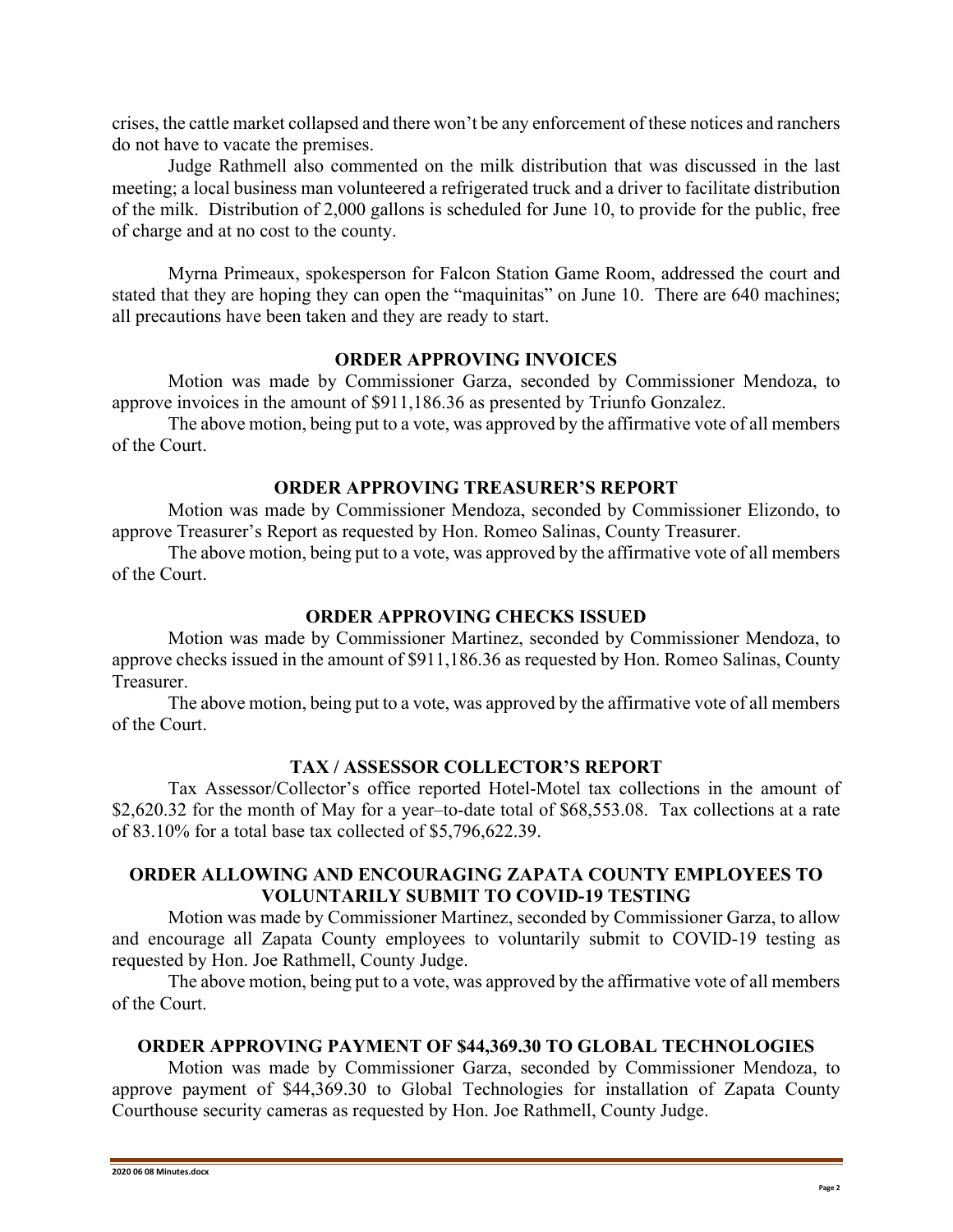crises, the cattle market collapsed and there won't be any enforcement of these notices and ranchers do not have to vacate the premises.

Judge Rathmell also commented on the milk distribution that was discussed in the last meeting; a local business man volunteered a refrigerated truck and a driver to facilitate distribution of the milk. Distribution of 2,000 gallons is scheduled for June 10, to provide for the public, free of charge and at no cost to the county.

Myrna Primeaux, spokesperson for Falcon Station Game Room, addressed the court and stated that they are hoping they can open the "maquinitas" on June 10. There are 640 machines; all precautions have been taken and they are ready to start.

**ORDER APPROVING INVOICES**

Motion was made by Commissioner Garza, seconded by Commissioner Mendoza, to approve invoices in the amount of $911,186.36 as presented by Triunfo Gonzalez.

The above motion, being put to a vote, was approved by the affirmative vote of all members of the Court.

**ORDER APPROVING TREASURER'S REPORT**

Motion was made by Commissioner Mendoza, seconded by Commissioner Elizondo, to approve Treasurer's Report as requested by Hon. Romeo Salinas, County Treasurer.

The above motion, being put to a vote, was approved by the affirmative vote of all members of the Court.

**ORDER APPROVING CHECKS ISSUED**

Motion was made by Commissioner Martinez, seconded by Commissioner Mendoza, to approve checks issued in the amount of $911,186.36 as requested by Hon. Romeo Salinas, County Treasurer.

The above motion, being put to a vote, was approved by the affirmative vote of all members of the Court.

**TAX / ASSESSOR COLLECTOR'S REPORT**

Tax Assessor/Collector's office reported Hotel-Motel tax collections in the amount of $2,620.32 for the month of May for a year–to-date total of $68,553.08. Tax collections at a rate of 83.10% for a total base tax collected of $5,796,622.39.

**ORDER ALLOWING AND ENCOURAGING ZAPATA COUNTY EMPLOYEES TO VOLUNTARILY SUBMIT TO COVID-19 TESTING**

Motion was made by Commissioner Martinez, seconded by Commissioner Garza, to allow and encourage all Zapata County employees to voluntarily submit to COVID-19 testing as requested by Hon. Joe Rathmell, County Judge.

The above motion, being put to a vote, was approved by the affirmative vote of all members of the Court.

**ORDER APPROVING PAYMENT OF $44,369.30 TO GLOBAL TECHNOLOGIES**

Motion was made by Commissioner Garza, seconded by Commissioner Mendoza, to approve payment of $44,369.30 to Global Technologies for installation of Zapata County Courthouse security cameras as requested by Hon. Joe Rathmell, County Judge.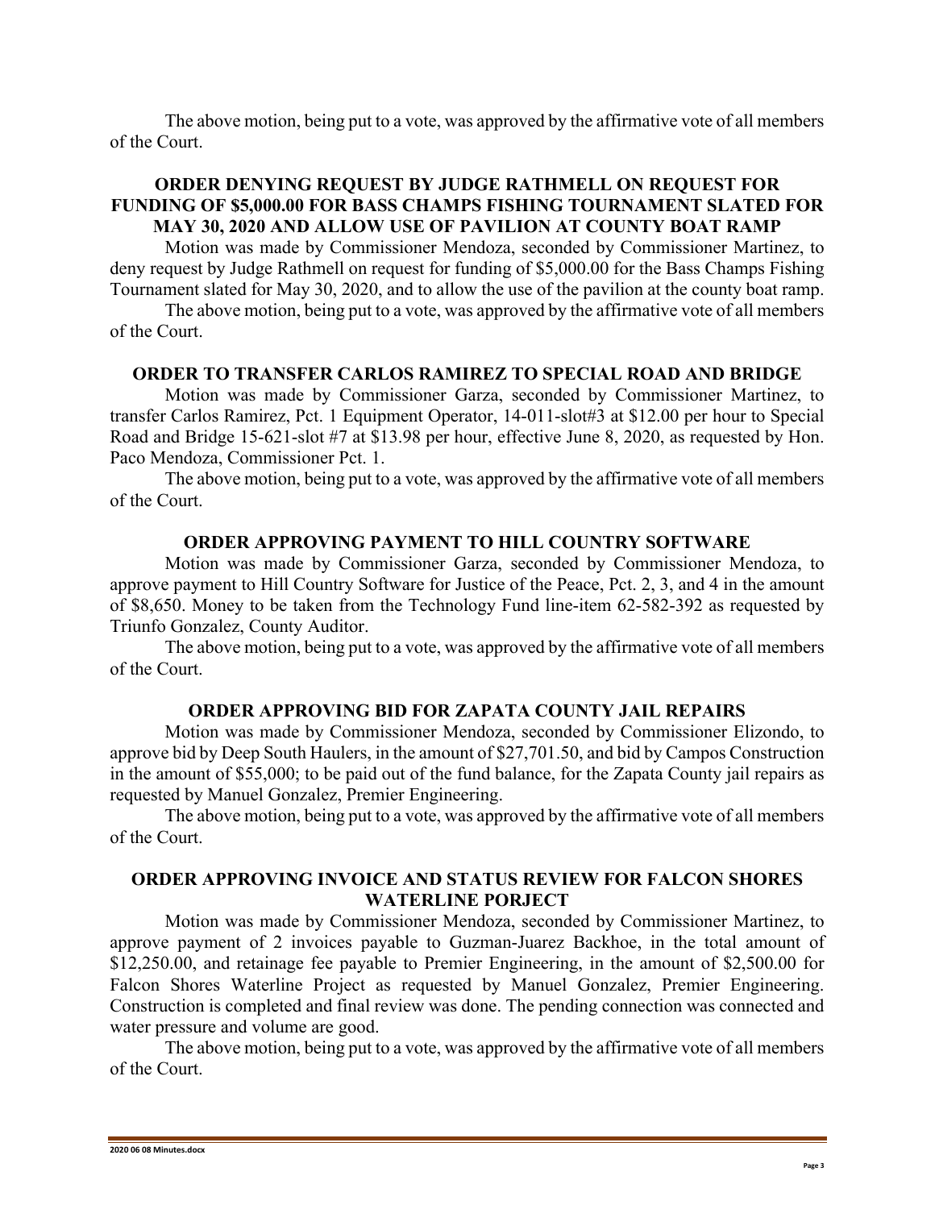The above motion, being put to a vote, was approved by the affirmative vote of all members of the Court.

### ORDER DENYING REQUEST BY JUDGE RATHMELL ON REQUEST FOR FUNDING OF $5,000.00 FOR BASS CHAMPS FISHING TOURNAMENT SLATED FOR MAY 30, 2020 AND ALLOW USE OF PAVILION AT COUNTY BOAT RAMP

Motion was made by Commissioner Mendoza, seconded by Commissioner Martinez, to deny request by Judge Rathmell on request for funding of $5,000.00 for the Bass Champs Fishing Tournament slated for May 30, 2020, and to allow the use of the pavilion at the county boat ramp.

The above motion, being put to a vote, was approved by the affirmative vote of all members of the Court.

### ORDER TO TRANSFER CARLOS RAMIREZ TO SPECIAL ROAD AND BRIDGE

Motion was made by Commissioner Garza, seconded by Commissioner Martinez, to transfer Carlos Ramirez, Pct. 1 Equipment Operator, 14-011-slot#3 at $12.00 per hour to Special Road and Bridge 15-621-slot #7 at $13.98 per hour, effective June 8, 2020, as requested by Hon. Paco Mendoza, Commissioner Pct. 1.

The above motion, being put to a vote, was approved by the affirmative vote of all members of the Court.

### ORDER APPROVING PAYMENT TO HILL COUNTRY SOFTWARE

Motion was made by Commissioner Garza, seconded by Commissioner Mendoza, to approve payment to Hill Country Software for Justice of the Peace, Pct. 2, 3, and 4 in the amount of $8,650. Money to be taken from the Technology Fund line-item 62-582-392 as requested by Triunfo Gonzalez, County Auditor.

The above motion, being put to a vote, was approved by the affirmative vote of all members of the Court.

### ORDER APPROVING BID FOR ZAPATA COUNTY JAIL REPAIRS

Motion was made by Commissioner Mendoza, seconded by Commissioner Elizondo, to approve bid by Deep South Haulers, in the amount of $27,701.50, and bid by Campos Construction in the amount of $55,000; to be paid out of the fund balance, for the Zapata County jail repairs as requested by Manuel Gonzalez, Premier Engineering.

The above motion, being put to a vote, was approved by the affirmative vote of all members of the Court.

### ORDER APPROVING INVOICE AND STATUS REVIEW FOR FALCON SHORES WATERLINE PORJECT

Motion was made by Commissioner Mendoza, seconded by Commissioner Martinez, to approve payment of 2 invoices payable to Guzman-Juarez Backhoe, in the total amount of $12,250.00, and retainage fee payable to Premier Engineering, in the amount of $2,500.00 for Falcon Shores Waterline Project as requested by Manuel Gonzalez, Premier Engineering. Construction is completed and final review was done. The pending connection was connected and water pressure and volume are good.

The above motion, being put to a vote, was approved by the affirmative vote of all members of the Court.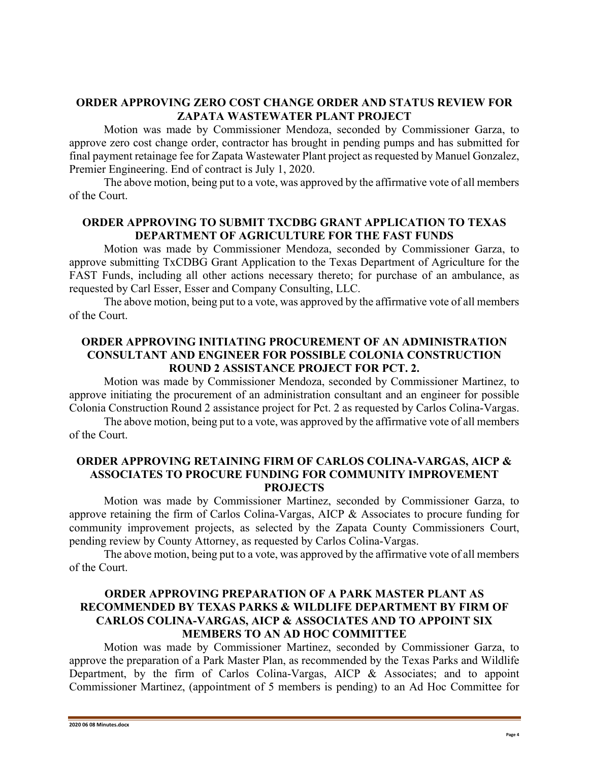**ORDER APPROVING ZERO COST CHANGE ORDER AND STATUS REVIEW FOR ZAPATA WASTEWATER PLANT PROJECT**

Motion was made by Commissioner Mendoza, seconded by Commissioner Garza, to approve zero cost change order, contractor has brought in pending pumps and has submitted for final payment retainage fee for Zapata Wastewater Plant project as requested by Manuel Gonzalez, Premier Engineering. End of contract is July 1, 2020.

The above motion, being put to a vote, was approved by the affirmative vote of all members of the Court.

**ORDER APPROVING TO SUBMIT TXCDBG GRANT APPLICATION TO TEXAS DEPARTMENT OF AGRICULTURE FOR THE FAST FUNDS**

Motion was made by Commissioner Mendoza, seconded by Commissioner Garza, to approve submitting TxCDBG Grant Application to the Texas Department of Agriculture for the FAST Funds, including all other actions necessary thereto; for purchase of an ambulance, as requested by Carl Esser, Esser and Company Consulting, LLC.

The above motion, being put to a vote, was approved by the affirmative vote of all members of the Court.

**ORDER APPROVING INITIATING PROCUREMENT OF AN ADMINISTRATION CONSULTANT AND ENGINEER FOR POSSIBLE COLONIA CONSTRUCTION ROUND 2 ASSISTANCE PROJECT FOR PCT. 2.**

Motion was made by Commissioner Mendoza, seconded by Commissioner Martinez, to approve initiating the procurement of an administration consultant and an engineer for possible Colonia Construction Round 2 assistance project for Pct. 2 as requested by Carlos Colina-Vargas.

The above motion, being put to a vote, was approved by the affirmative vote of all members of the Court.

**ORDER APPROVING RETAINING FIRM OF CARLOS COLINA-VARGAS, AICP & ASSOCIATES TO PROCURE FUNDING FOR COMMUNITY IMPROVEMENT PROJECTS**

Motion was made by Commissioner Martinez, seconded by Commissioner Garza, to approve retaining the firm of Carlos Colina-Vargas, AICP & Associates to procure funding for community improvement projects, as selected by the Zapata County Commissioners Court, pending review by County Attorney, as requested by Carlos Colina-Vargas.

The above motion, being put to a vote, was approved by the affirmative vote of all members of the Court.

**ORDER APPROVING PREPARATION OF A PARK MASTER PLANT AS RECOMMENDED BY TEXAS PARKS & WILDLIFE DEPARTMENT BY FIRM OF CARLOS COLINA-VARGAS, AICP & ASSOCIATES AND TO APPOINT SIX MEMBERS TO AN AD HOC COMMITTEE**

Motion was made by Commissioner Martinez, seconded by Commissioner Garza, to approve the preparation of a Park Master Plan, as recommended by the Texas Parks and Wildlife Department, by the firm of Carlos Colina-Vargas, AICP & Associates; and to appoint Commissioner Martinez, (appointment of 5 members is pending) to an Ad Hoc Committee for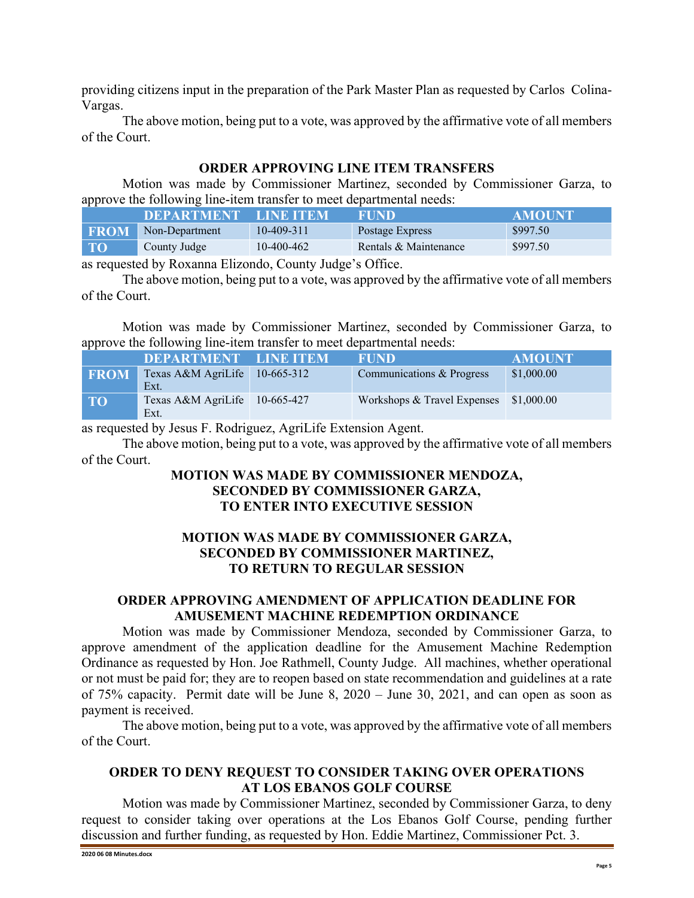providing citizens input in the preparation of the Park Master Plan as requested by Carlos Colina-Vargas.

The above motion, being put to a vote, was approved by the affirmative vote of all members of the Court.

## ORDER APPROVING LINE ITEM TRANSFERS

Motion was made by Commissioner Martinez, seconded by Commissioner Garza, to approve the following line-item transfer to meet departmental needs:

| | DEPARTMENT | LINE ITEM | FUND | AMOUNT |
|---|---|---|---|---|
| FROM | Non-Department | 10-409-311 | Postage Express | $997.50 |
| TO | County Judge | 10-400-462 | Rentals & Maintenance | $997.50 |

as requested by Roxanna Elizondo, County Judge's Office.

The above motion, being put to a vote, was approved by the affirmative vote of all members of the Court.

Motion was made by Commissioner Martinez, seconded by Commissioner Garza, to approve the following line-item transfer to meet departmental needs:

| | DEPARTMENT | LINE ITEM | FUND | AMOUNT |
|---|---|---|---|---|
| FROM | Texas A&M AgriLife Ext. | 10-665-312 | Communications & Progress | $1,000.00 |
| TO | Texas A&M AgriLife Ext. | 10-665-427 | Workshops & Travel Expenses | $1,000.00 |

as requested by Jesus F. Rodriguez, AgriLife Extension Agent.

The above motion, being put to a vote, was approved by the affirmative vote of all members of the Court.

**MOTION WAS MADE BY COMMISSIONER MENDOZA, SECONDED BY COMMISSIONER GARZA, TO ENTER INTO EXECUTIVE SESSION**

**MOTION WAS MADE BY COMMISSIONER GARZA, SECONDED BY COMMISSIONER MARTINEZ, TO RETURN TO REGULAR SESSION**

## ORDER APPROVING AMENDMENT OF APPLICATION DEADLINE FOR AMUSEMENT MACHINE REDEMPTION ORDINANCE

Motion was made by Commissioner Mendoza, seconded by Commissioner Garza, to approve amendment of the application deadline for the Amusement Machine Redemption Ordinance as requested by Hon. Joe Rathmell, County Judge. All machines, whether operational or not must be paid for; they are to reopen based on state recommendation and guidelines at a rate of 75% capacity. Permit date will be June 8, 2020 – June 30, 2021, and can open as soon as payment is received.

The above motion, being put to a vote, was approved by the affirmative vote of all members of the Court.

## ORDER TO DENY REQUEST TO CONSIDER TAKING OVER OPERATIONS AT LOS EBANOS GOLF COURSE

Motion was made by Commissioner Martinez, seconded by Commissioner Garza, to deny request to consider taking over operations at the Los Ebanos Golf Course, pending further discussion and further funding, as requested by Hon. Eddie Martinez, Commissioner Pct. 3.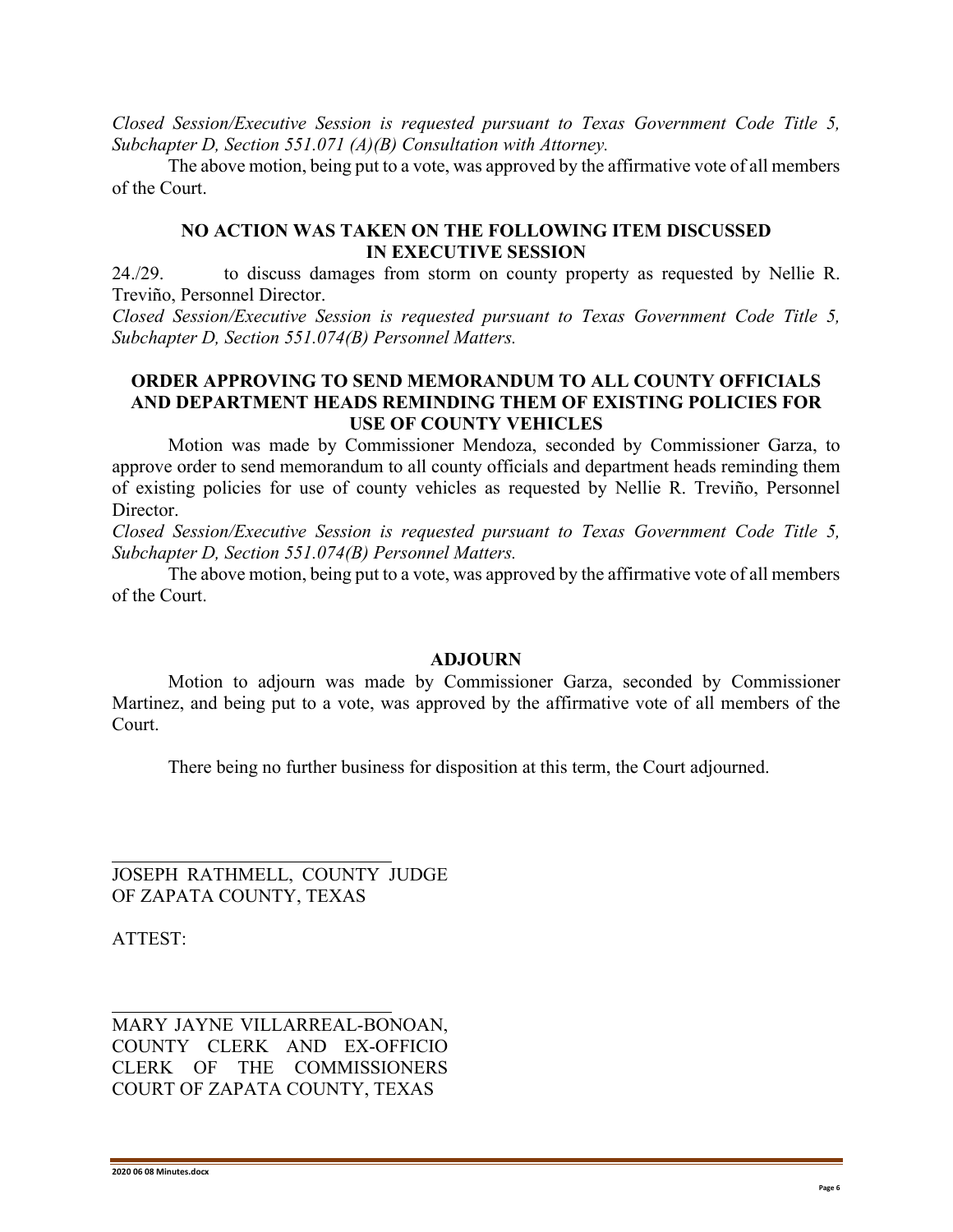*Closed Session/Executive Session is requested pursuant to Texas Government Code Title 5, Subchapter D, Section 551.071 (A)(B) Consultation with Attorney.*

The above motion, being put to a vote, was approved by the affirmative vote of all members of the Court.

**NO ACTION WAS TAKEN ON THE FOLLOWING ITEM DISCUSSED IN EXECUTIVE SESSION**

24./29. to discuss damages from storm on county property as requested by Nellie R. Treviño, Personnel Director.

*Closed Session/Executive Session is requested pursuant to Texas Government Code Title 5, Subchapter D, Section 551.074(B) Personnel Matters.*

**ORDER APPROVING TO SEND MEMORANDUM TO ALL COUNTY OFFICIALS AND DEPARTMENT HEADS REMINDING THEM OF EXISTING POLICIES FOR USE OF COUNTY VEHICLES**

Motion was made by Commissioner Mendoza, seconded by Commissioner Garza, to approve order to send memorandum to all county officials and department heads reminding them of existing policies for use of county vehicles as requested by Nellie R. Treviño, Personnel Director.

*Closed Session/Executive Session is requested pursuant to Texas Government Code Title 5, Subchapter D, Section 551.074(B) Personnel Matters.*

The above motion, being put to a vote, was approved by the affirmative vote of all members of the Court.

**ADJOURN**

Motion to adjourn was made by Commissioner Garza, seconded by Commissioner Martinez, and being put to a vote, was approved by the affirmative vote of all members of the Court.

There being no further business for disposition at this term, the Court adjourned.

JOSEPH RATHMELL, COUNTY JUDGE
OF ZAPATA COUNTY, TEXAS

ATTEST:

MARY JAYNE VILLARREAL-BONOAN,
COUNTY CLERK AND EX-OFFICIO
CLERK OF THE COMMISSIONERS
COURT OF ZAPATA COUNTY, TEXAS